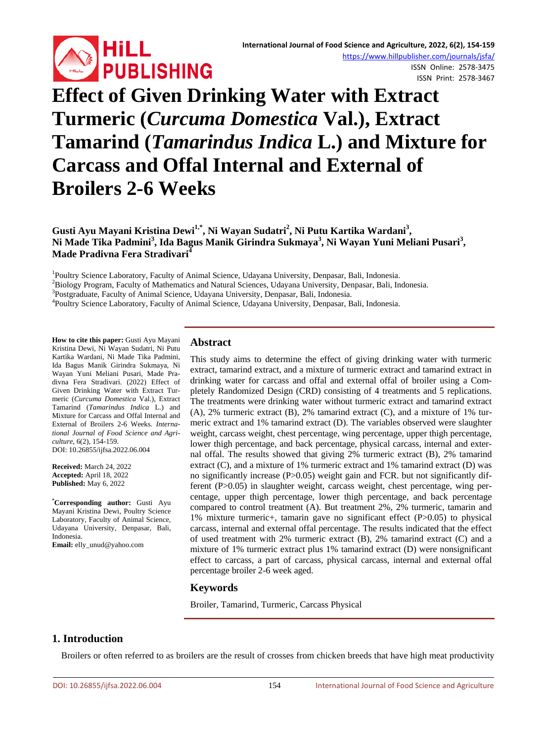# Effect of Given Drinking Water with Extract Turmeric (*Curcuma Domestica* Val.), Extract Tamarind (*Tamarindus Indica* L.) and Mixture for Carcass and Offal Internal and External of Broilers 2-6 Weeks

**Gusti Ayu Mayani Kristina Dewi[1,*], Ni Wayan Sudatri[2], Ni Putu Kartika Wardani[3], Ni Made Tika Padmini[3], Ida Bagus Manik Girindra Sukmaya[3], Ni Wayan Yuni Meliani Pusari[3], Made Pradivna Fera Stradivari[4]**

[1]Poultry Science Laboratory, Faculty of Animal Science, Udayana University, Denpasar, Bali, Indonesia.
[2]Biology Program, Faculty of Mathematics and Natural Sciences, Udayana University, Denpasar, Bali, Indonesia.
[3]Postgraduate, Faculty of Animal Science, Udayana University, Denpasar, Bali, Indonesia.
[4]Poultry Science Laboratory, Faculty of Animal Science, Udayana University, Denpasar, Bali, Indonesia.

**How to cite this paper:** Gusti Ayu Mayani Kristina Dewi, Ni Wayan Sudatri, Ni Putu Kartika Wardani, Ni Made Tika Padmini, Ida Bagus Manik Girindra Sukmaya, Ni Wayan Yuni Meliani Pusari, Made Pradivna Fera Stradivari. (2022) Effect of Given Drinking Water with Extract Turmeric (*Curcuma Domestica* Val.), Extract Tamarind (*Tamarindus Indica* L.) and Mixture for Carcass and Offal Internal and External of Broilers 2-6 Weeks. *International Journal of Food Science and Agriculture*, 6(2), 154-159.
DOI: 10.26855/ijfsa.2022.06.004

**Received:** March 24, 2022
**Accepted:** April 18, 2022
**Published:** May 6, 2022

**[*]Corresponding author:** Gusti Ayu Mayani Kristina Dewi, Poultry Science Laboratory, Faculty of Animal Science, Udayana University, Denpasar, Bali, Indonesia.
**Email:** elly_unud@yahoo.com

## Abstract

This study aims to determine the effect of giving drinking water with turmeric extract, tamarind extract, and a mixture of turmeric extract and tamarind extract in drinking water for carcass and offal and external offal of broiler using a Completely Randomized Design (CRD) consisting of 4 treatments and 5 replications. The treatments were drinking water without turmeric extract and tamarind extract (A), 2% turmeric extract (B), 2% tamarind extract (C), and a mixture of 1% turmeric extract and 1% tamarind extract (D). The variables observed were slaughter weight, carcass weight, chest percentage, wing percentage, upper thigh percentage, lower thigh percentage, and back percentage, physical carcass, internal and external offal. The results showed that giving 2% turmeric extract (B), 2% tamarind extract (C), and a mixture of 1% turmeric extract and 1% tamarind extract (D) was no significantly increase ($P>0.05$) weight gain and FCR. but not significantly different ($P>0.05$) in slaughter weight, carcass weight, chest percentage, wing percentage, upper thigh percentage, lower thigh percentage, and back percentage compared to control treatment (A). But treatment 2%, 2% turmeric, tamarin and 1% mixture turmeric+, tamarin gave no significant effect ($P>0.05$) to physical carcass, internal and external offal percentage. The results indicated that the effect of used treatment with 2% turmeric extract (B), 2% tamarind extract (C) and a mixture of 1% turmeric extract plus 1% tamarind extract (D) were nonsignificant effect to carcass, a part of carcass, physical carcass, internal and external offal percentage broiler 2-6 week aged.

## Keywords

Broiler, Tamarind, Turmeric, Carcass Physical

## 1. Introduction

Broilers or often referred to as broilers are the result of crosses from chicken breeds that have high meat productivity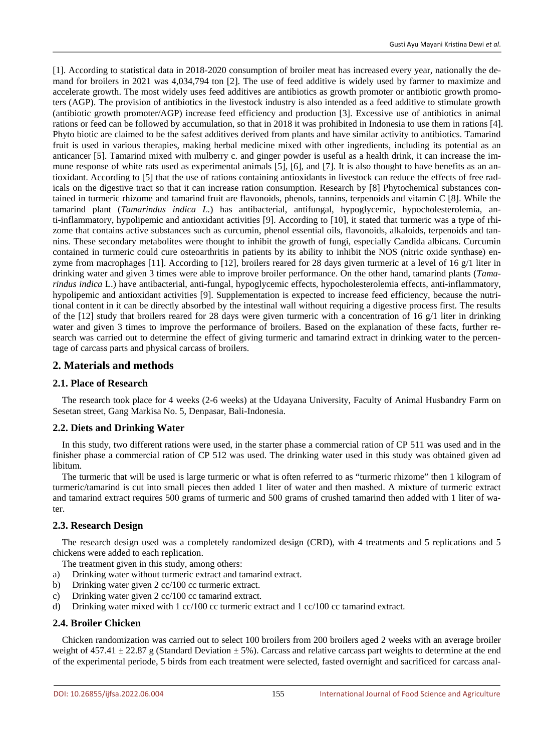[1]. According to statistical data in 2018-2020 consumption of broiler meat has increased every year, nationally the demand for broilers in 2021 was 4,034,794 ton [2]. The use of feed additive is widely used by farmer to maximize and accelerate growth. The most widely uses feed additives are antibiotics as growth promoter or antibiotic growth promoters (AGP). The provision of antibiotics in the livestock industry is also intended as a feed additive to stimulate growth (antibiotic growth promoter/AGP) increase feed efficiency and production [3]. Excessive use of antibiotics in animal rations or feed can be followed by accumulation, so that in 2018 it was prohibited in Indonesia to use them in rations [4]. Phyto biotic are claimed to be the safest additives derived from plants and have similar activity to antibiotics. Tamarind fruit is used in various therapies, making herbal medicine mixed with other ingredients, including its potential as an anticancer [5]. Tamarind mixed with mulberry c. and ginger powder is useful as a health drink, it can increase the immune response of white rats used as experimental animals [5], [6], and [7]. It is also thought to have benefits as an antioxidant. According to [5] that the use of rations containing antioxidants in livestock can reduce the effects of free radicals on the digestive tract so that it can increase ration consumption. Research by [8] Phytochemical substances contained in turmeric rhizome and tamarind fruit are flavonoids, phenols, tannins, terpenoids and vitamin C [8]. While the tamarind plant (*Tamarindus indica L.*) has antibacterial, antifungal, hypoglycemic, hypocholesterolemia, anti-inflammatory, hypolipemic and antioxidant activities [9]. According to [10], it stated that turmeric was a type of rhizome that contains active substances such as curcumin, phenol essential oils, flavonoids, alkaloids, terpenoids and tannins. These secondary metabolites were thought to inhibit the growth of fungi, especially Candida albicans. Curcumin contained in turmeric could cure osteoarthritis in patients by its ability to inhibit the NOS (nitric oxide synthase) enzyme from macrophages [11]. According to [12], broilers reared for 28 days given turmeric at a level of 16 g/1 liter in drinking water and given 3 times were able to improve broiler performance. On the other hand, tamarind plants (*Tamarindus indica* L.) have antibacterial, anti-fungal, hypoglycemic effects, hypocholesterolemia effects, anti-inflammatory, hypolipemic and antioxidant activities [9]. Supplementation is expected to increase feed efficiency, because the nutritional content in it can be directly absorbed by the intestinal wall without requiring a digestive process first. The results of the [12] study that broilers reared for 28 days were given turmeric with a concentration of 16 g/1 liter in drinking water and given 3 times to improve the performance of broilers. Based on the explanation of these facts, further research was carried out to determine the effect of giving turmeric and tamarind extract in drinking water to the percentage of carcass parts and physical carcass of broilers.

## 2. Materials and methods

### 2.1. Place of Research

The research took place for 4 weeks (2-6 weeks) at the Udayana University, Faculty of Animal Husbandry Farm on Sesetan street, Gang Markisa No. 5, Denpasar, Bali-Indonesia.

### 2.2. Diets and Drinking Water

In this study, two different rations were used, in the starter phase a commercial ration of CP 511 was used and in the finisher phase a commercial ration of CP 512 was used. The drinking water used in this study was obtained given ad libitum.

The turmeric that will be used is large turmeric or what is often referred to as "turmeric rhizome" then 1 kilogram of turmeric/tamarind is cut into small pieces then added 1 liter of water and then mashed. A mixture of turmeric extract and tamarind extract requires 500 grams of turmeric and 500 grams of crushed tamarind then added with 1 liter of water.

### 2.3. Research Design

The research design used was a completely randomized design (CRD), with 4 treatments and 5 replications and 5 chickens were added to each replication.

The treatment given in this study, among others:

a) Drinking water without turmeric extract and tamarind extract.
b) Drinking water given 2 cc/100 cc turmeric extract.
c) Drinking water given 2 cc/100 cc tamarind extract.
d) Drinking water mixed with 1 cc/100 cc turmeric extract and 1 cc/100 cc tamarind extract.

### 2.4. Broiler Chicken

Chicken randomization was carried out to select 100 broilers from 200 broilers aged 2 weeks with an average broiler weight of 457.41 ± 22.87 g (Standard Deviation ± 5%). Carcass and relative carcass part weights to determine at the end of the experimental periode, 5 birds from each treatment were selected, fasted overnight and sacrificed for carcass anal-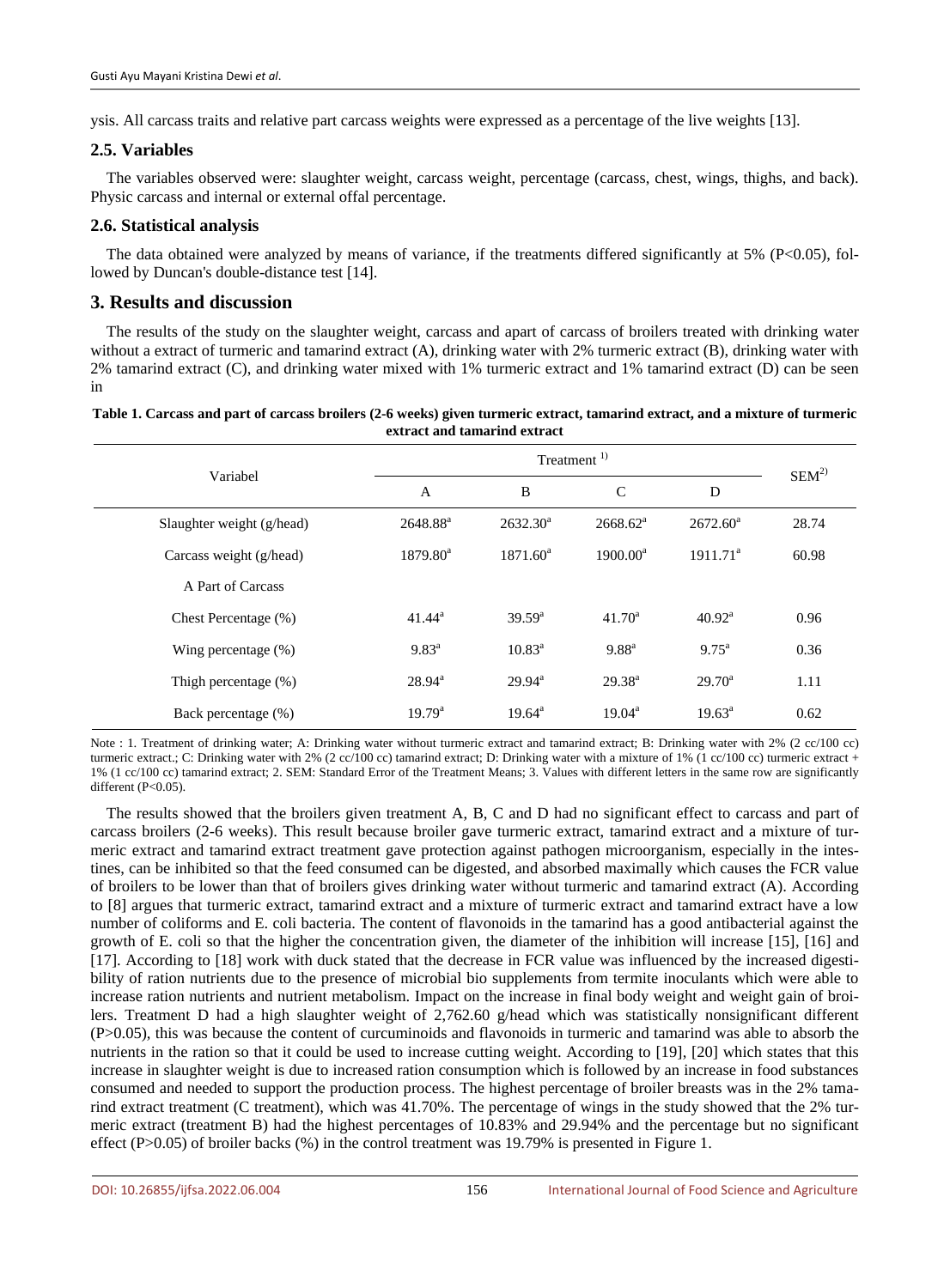ysis. All carcass traits and relative part carcass weights were expressed as a percentage of the live weights [13].

### 2.5. Variables

The variables observed were: slaughter weight, carcass weight, percentage (carcass, chest, wings, thighs, and back). Physic carcass and internal or external offal percentage.

### 2.6. Statistical analysis

The data obtained were analyzed by means of variance, if the treatments differed significantly at 5% ($P<0.05$), followed by Duncan's double-distance test [14].

## 3. Results and discussion

The results of the study on the slaughter weight, carcass and apart of carcass of broilers treated with drinking water without a extract of turmeric and tamarind extract (A), drinking water with 2% turmeric extract (B), drinking water with 2% tamarind extract (C), and drinking water mixed with 1% turmeric extract and 1% tamarind extract (D) can be seen in

**Table 1. Carcass and part of carcass broilers (2-6 weeks) given turmeric extract, tamarind extract, and a mixture of turmeric extract and tamarind extract**

| Variabel | Treatment [1)] | | | | SEM[2)] |
|---|---|---|---|---|---|
| | A | B | C | D | |
| Slaughter weight (g/head) | 2648.88[a] | 2632.30[a] | 2668.62[a] | 2672.60[a] | 28.74 |
| Carcass weight (g/head) | 1879.80[a] | 1871.60[a] | 1900.00[a] | 1911.71[a] | 60.98 |
| A Part of Carcass | | | | | |
| Chest Percentage (%) | 41.44[a] | 39.59[a] | 41.70[a] | 40.92[a] | 0.96 |
| Wing percentage (%) | 9.83[a] | 10.83[a] | 9.88[a] | 9.75[a] | 0.36 |
| Thigh percentage (%) | 28.94[a] | 29.94[a] | 29.38[a] | 29.70[a] | 1.11 |
| Back percentage (%) | 19.79[a] | 19.64[a] | 19.04[a] | 19.63[a] | 0.62 |

Note : 1. Treatment of drinking water; A: Drinking water without turmeric extract and tamarind extract; B: Drinking water with 2% (2 cc/100 cc) turmeric extract.; C: Drinking water with 2% (2 cc/100 cc) tamarind extract; D: Drinking water with a mixture of 1% (1 cc/100 cc) turmeric extract + 1% (1 cc/100 cc) tamarind extract; 2. SEM: Standard Error of the Treatment Means; 3. Values with different letters in the same row are significantly different ($P<0.05$).

The results showed that the broilers given treatment A, B, C and D had no significant effect to carcass and part of carcass broilers (2-6 weeks). This result because broiler gave turmeric extract, tamarind extract and a mixture of turmeric extract and tamarind extract treatment gave protection against pathogen microorganism, especially in the intestines, can be inhibited so that the feed consumed can be digested, and absorbed maximally which causes the FCR value of broilers to be lower than that of broilers gives drinking water without turmeric and tamarind extract (A). According to [8] argues that turmeric extract, tamarind extract and a mixture of turmeric extract and tamarind extract have a low number of coliforms and E. coli bacteria. The content of flavonoids in the tamarind has a good antibacterial against the growth of E. coli so that the higher the concentration given, the diameter of the inhibition will increase [15], [16] and [17]. According to [18] work with duck stated that the decrease in FCR value was influenced by the increased digestibility of ration nutrients due to the presence of microbial bio supplements from termite inoculants which were able to increase ration nutrients and nutrient metabolism. Impact on the increase in final body weight and weight gain of broilers. Treatment D had a high slaughter weight of 2,762.60 g/head which was statistically nonsignificant different ($P>0.05$), this was because the content of curcuminoids and flavonoids in turmeric and tamarind was able to absorb the nutrients in the ration so that it could be used to increase cutting weight. According to [19], [20] which states that this increase in slaughter weight is due to increased ration consumption which is followed by an increase in food substances consumed and needed to support the production process. The highest percentage of broiler breasts was in the 2% tamarind extract treatment (C treatment), which was 41.70%. The percentage of wings in the study showed that the 2% turmeric extract (treatment B) had the highest percentages of 10.83% and 29.94% and the percentage but no significant effect ($P>0.05$) of broiler backs (%) in the control treatment was 19.79% is presented in Figure 1.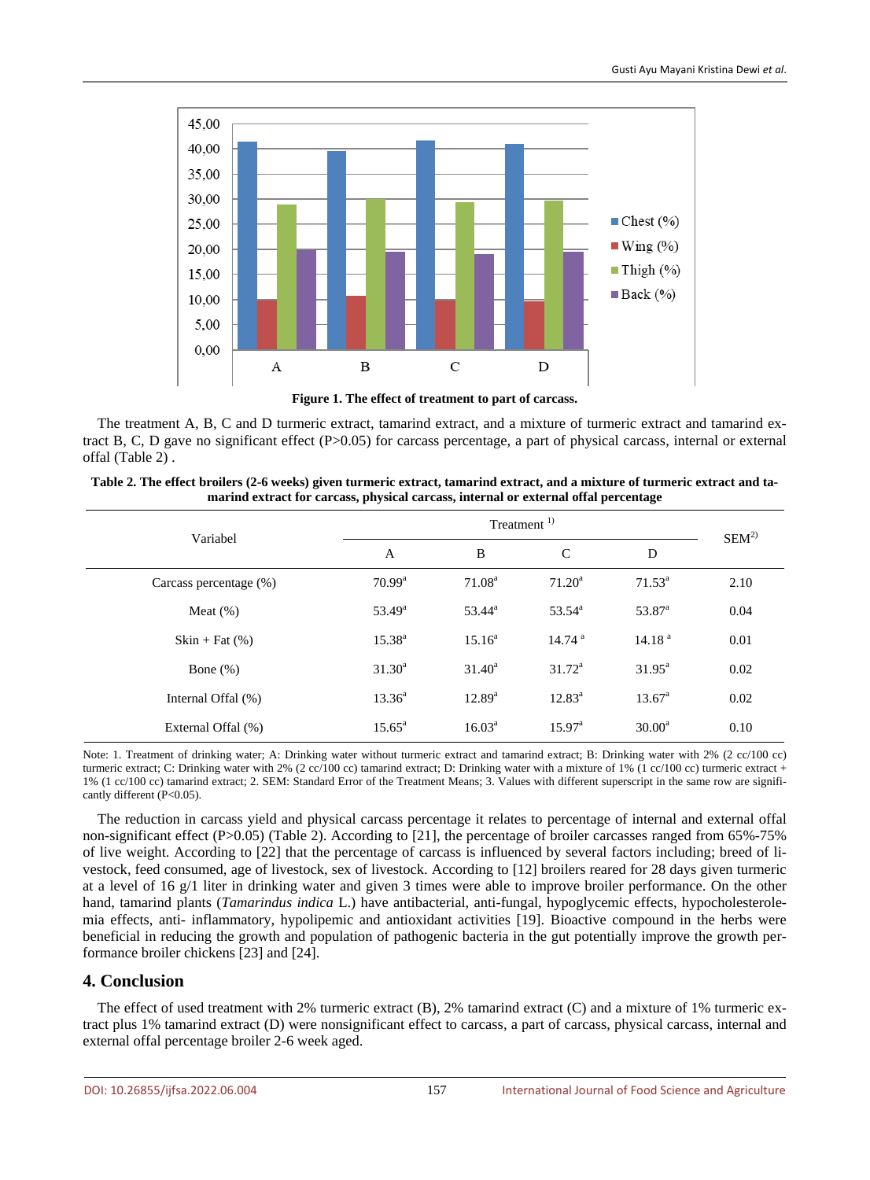**Figure 1. The effect of treatment to part of carcass.**

The treatment A, B, C and D turmeric extract, tamarind extract, and a mixture of turmeric extract and tamarind extract B, C, D gave no significant effect (P>0.05) for carcass percentage, a part of physical carcass, internal or external offal (Table 2) .

**Table 2. The effect broilers (2-6 weeks) given turmeric extract, tamarind extract, and a mixture of turmeric extract and tamarind extract for carcass, physical carcass, internal or external offal percentage**

| Variabel | Treatment [1] | | | | SEM[2] |
|---|---|---|---|---|---|
| | A | B | C | D | |
| Carcass percentage (%) | 70.99[a] | 71.08[a] | 71.20[a] | 71.53[a] | 2.10 |
| Meat (%) | 53.49[a] | 53.44[a] | 53.54[a] | 53.87[a] | 0.04 |
| Skin + Fat (%) | 15.38[a] | 15.16[a] | 14.74 [a] | 14.18 [a] | 0.01 |
| Bone (%) | 31.30[a] | 31.40[a] | 31.72[a] | 31.95[a] | 0.02 |
| Internal Offal (%) | 13.36[a] | 12.89[a] | 12.83[a] | 13.67[a] | 0.02 |
| External Offal (%) | 15.65[a] | 16.03[a] | 15.97[a] | 30.00[a] | 0.10 |

Note: 1. Treatment of drinking water; A: Drinking water without turmeric extract and tamarind extract; B: Drinking water with 2% (2 cc/100 cc) turmeric extract; C: Drinking water with 2% (2 cc/100 cc) tamarind extract; D: Drinking water with a mixture of 1% (1 cc/100 cc) turmeric extract + 1% (1 cc/100 cc) tamarind extract; 2. SEM: Standard Error of the Treatment Means; 3. Values with different superscript in the same row are significantly different (P<0.05).

The reduction in carcass yield and physical carcass percentage it relates to percentage of internal and external offal non-significant effect (P>0.05) (Table 2). According to [21], the percentage of broiler carcasses ranged from 65%-75% of live weight. According to [22] that the percentage of carcass is influenced by several factors including; breed of livestock, feed consumed, age of livestock, sex of livestock. According to [12] broilers reared for 28 days given turmeric at a level of 16 g/1 liter in drinking water and given 3 times were able to improve broiler performance. On the other hand, tamarind plants (*Tamarindus indica* L.) have antibacterial, anti-fungal, hypoglycemic effects, hypocholesterolemia effects, anti- inflammatory, hypolipemic and antioxidant activities [19]. Bioactive compound in the herbs were beneficial in reducing the growth and population of pathogenic bacteria in the gut potentially improve the growth performance broiler chickens [23] and [24].

## 4. Conclusion

The effect of used treatment with 2% turmeric extract (B), 2% tamarind extract (C) and a mixture of 1% turmeric extract plus 1% tamarind extract (D) were nonsignificant effect to carcass, a part of carcass, physical carcass, internal and external offal percentage broiler 2-6 week aged.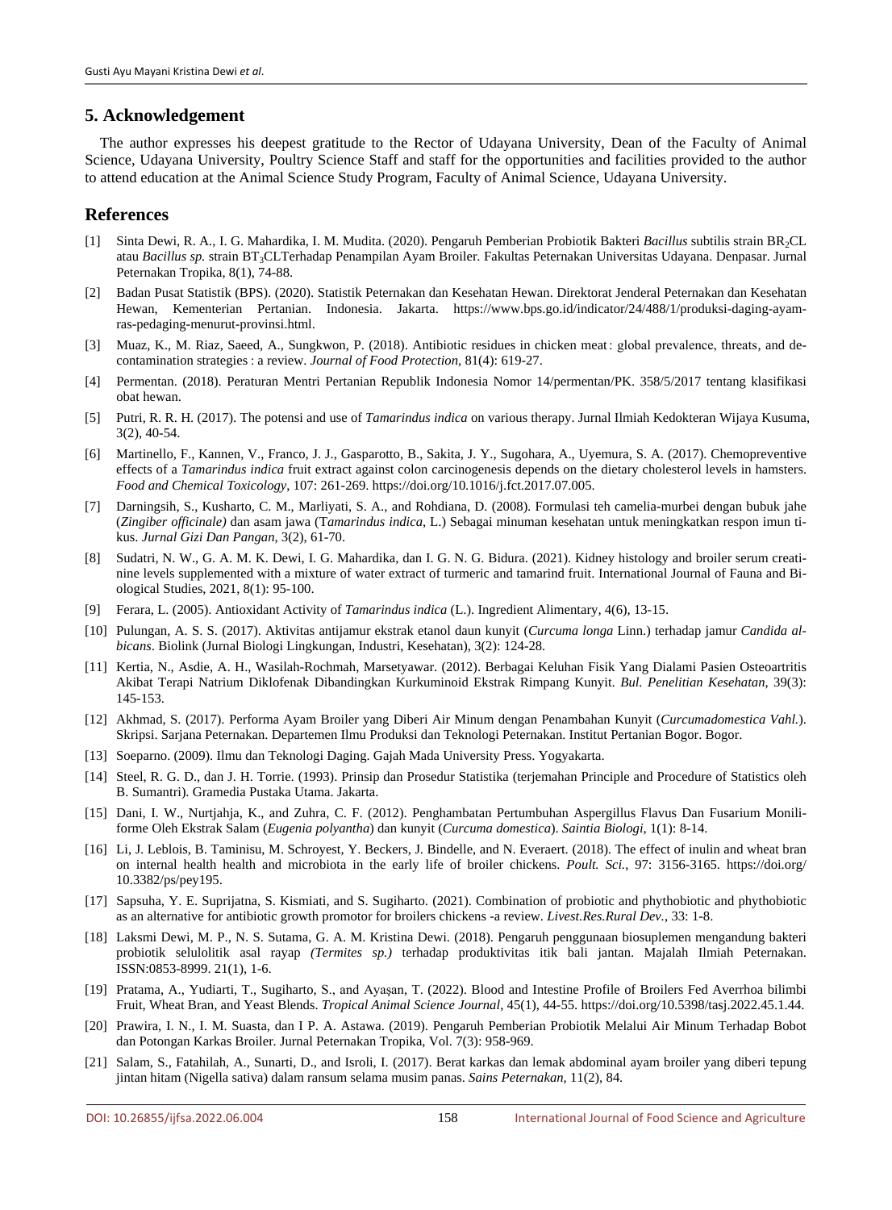## 5. Acknowledgement

The author expresses his deepest gratitude to the Rector of Udayana University, Dean of the Faculty of Animal Science, Udayana University, Poultry Science Staff and staff for the opportunities and facilities provided to the author to attend education at the Animal Science Study Program, Faculty of Animal Science, Udayana University.

## References

[1] Sinta Dewi, R. A., I. G. Mahardika, I. M. Mudita. (2020). Pengaruh Pemberian Probiotik Bakteri *Bacillus* subtilis strain $BR_2CL$ atau *Bacillus sp.* strain $BT_3CL$Terhadap Penampilan Ayam Broiler. Fakultas Peternakan Universitas Udayana. Denpasar. Jurnal Peternakan Tropika, 8(1), 74-88.

[2] Badan Pusat Statistik (BPS). (2020). Statistik Peternakan dan Kesehatan Hewan. Direktorat Jenderal Peternakan dan Kesehatan Hewan, Kementerian Pertanian. Indonesia. Jakarta. https://www.bps.go.id/indicator/24/488/1/produksi-daging-ayam-ras-pedaging-menurut-provinsi.html.

[3] Muaz, K., M. Riaz, Saeed, A., Sungkwon, P. (2018). Antibiotic residues in chicken meat: global prevalence, threats, and de-contamination strategies : a review. *Journal of Food Protection*, 81(4): 619-27.

[4] Permentan. (2018). Peraturan Mentri Pertanian Republik Indonesia Nomor 14/permentan/PK. 358/5/2017 tentang klasifikasi obat hewan.

[5] Putri, R. R. H. (2017). The potensi and use of *Tamarindus indica* on various therapy. Jurnal Ilmiah Kedokteran Wijaya Kusuma, 3(2), 40-54.

[6] Martinello, F., Kannen, V., Franco, J. J., Gasparotto, B., Sakita, J. Y., Sugohara, A., Uyemura, S. A. (2017). Chemopreventive effects of a *Tamarindus indica* fruit extract against colon carcinogenesis depends on the dietary cholesterol levels in hamsters. *Food and Chemical Toxicology*, 107: 261-269. https://doi.org/10.1016/j.fct.2017.07.005.

[7] Darningsih, S., Kusharto, C. M., Marliyati, S. A., and Rohdiana, D. (2008). Formulasi teh camelia-murbei dengan bubuk jahe (*Zingiber officinale)* dan asam jawa (T*amarindus indica*, L.) Sebagai minuman kesehatan untuk meningkatkan respon imun tikus. *Jurnal Gizi Dan Pangan*, 3(2), 61-70.

[8] Sudatri, N. W., G. A. M. K. Dewi, I. G. Mahardika, dan I. G. N. G. Bidura. (2021). Kidney histology and broiler serum creatinine levels supplemented with a mixture of water extract of turmeric and tamarind fruit. International Journal of Fauna and Biological Studies, 2021, 8(1): 95-100.

[9] Ferara, L. (2005). Antioxidant Activity of *Tamarindus indica* (L.). Ingredient Alimentary, 4(6), 13-15.

[10] Pulungan, A. S. S. (2017). Aktivitas antijamur ekstrak etanol daun kunyit (*Curcuma longa* Linn.) terhadap jamur *Candida albicans*. Biolink (Jurnal Biologi Lingkungan, Industri, Kesehatan), 3(2): 124-28.

[11] Kertia, N., Asdie, A. H., Wasilah-Rochmah, Marsetyawar. (2012). Berbagai Keluhan Fisik Yang Dialami Pasien Osteoartritis Akibat Terapi Natrium Diklofenak Dibandingkan Kurkuminoid Ekstrak Rimpang Kunyit. *Bul. Penelitian Kesehatan*, 39(3): 145-153.

[12] Akhmad, S. (2017). Performa Ayam Broiler yang Diberi Air Minum dengan Penambahan Kunyit (*Curcumadomestica Vahl.*). Skripsi. Sarjana Peternakan. Departemen Ilmu Produksi dan Teknologi Peternakan. Institut Pertanian Bogor. Bogor.

[13] Soeparno. (2009). Ilmu dan Teknologi Daging. Gajah Mada University Press. Yogyakarta.

[14] Steel, R. G. D., dan J. H. Torrie. (1993). Prinsip dan Prosedur Statistika (terjemahan Principle and Procedure of Statistics oleh B. Sumantri). Gramedia Pustaka Utama. Jakarta.

[15] Dani, I. W., Nurtjahja, K., and Zuhra, C. F. (2012). Penghambatan Pertumbuhan Aspergillus Flavus Dan Fusarium Moniliforme Oleh Ekstrak Salam (*Eugenia polyantha*) dan kunyit (*Curcuma domestica*). *Saintia Biologi*, 1(1): 8-14.

[16] Li, J. Leblois, B. Taminisu, M. Schroyest, Y. Beckers, J. Bindelle, and N. Everaert. (2018). The effect of inulin and wheat bran on internal health health and microbiota in the early life of broiler chickens. *Poult. Sci.*, 97: 3156-3165. https://doi.org/ 10.3382/ps/pey195.

[17] Sapsuha, Y. E. Suprijatna, S. Kismiati, and S. Sugiharto. (2021). Combination of probiotic and phythobiotic and phythobiotic as an alternative for antibiotic growth promotor for broilers chickens -a review. *Livest.Res.Rural Dev.*, 33: 1-8.

[18] Laksmi Dewi, M. P., N. S. Sutama, G. A. M. Kristina Dewi. (2018). Pengaruh penggunaan biosuplemen mengandung bakteri probiotik selulolitik asal rayap *(Termites sp.)* terhadap produktivitas itik bali jantan. Majalah Ilmiah Peternakan. ISSN:0853-8999. 21(1), 1-6.

[19] Pratama, A., Yudiarti, T., Sugiharto, S., and Ayaşan, T. (2022). Blood and Intestine Profile of Broilers Fed Averrhoa bilimbi Fruit, Wheat Bran, and Yeast Blends. *Tropical Animal Science Journal*, 45(1), 44-55. https://doi.org/10.5398/tasj.2022.45.1.44.

[20] Prawira, I. N., I. M. Suasta, dan I P. A. Astawa. (2019). Pengaruh Pemberian Probiotik Melalui Air Minum Terhadap Bobot dan Potongan Karkas Broiler. Jurnal Peternakan Tropika, Vol. 7(3): 958-969.

[21] Salam, S., Fatahilah, A., Sunarti, D., and Isroli, I. (2017). Berat karkas dan lemak abdominal ayam broiler yang diberi tepung jintan hitam (Nigella sativa) dalam ransum selama musim panas. *Sains Peternakan*, 11(2), 84.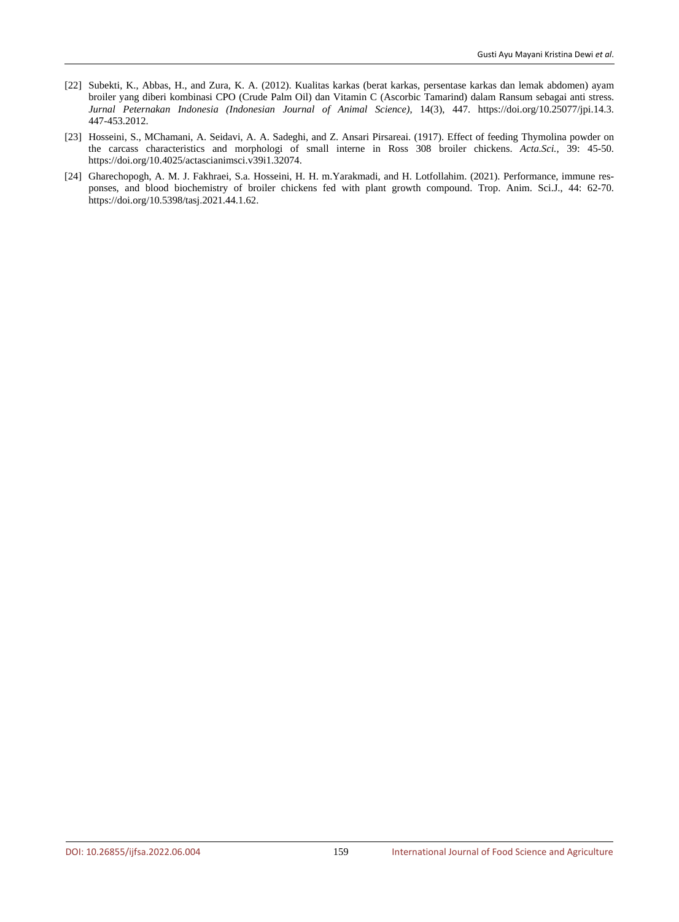[22] Subekti, K., Abbas, H., and Zura, K. A. (2012). Kualitas karkas (berat karkas, persentase karkas dan lemak abdomen) ayam broiler yang diberi kombinasi CPO (Crude Palm Oil) dan Vitamin C (Ascorbic Tamarind) dalam Ransum sebagai anti stress. *Jurnal Peternakan Indonesia (Indonesian Journal of Animal Science)*, 14(3), 447. https://doi.org/10.25077/jpi.14.3.447-453.2012.

[23] Hosseini, S., MChamani, A. Seidavi, A. A. Sadeghi, and Z. Ansari Pirsareai. (1917). Effect of feeding Thymolina powder on the carcass characteristics and morphologi of small interne in Ross 308 broiler chickens. *Acta.Sci.*, 39: 45-50. https://doi.org/10.4025/actascianimsci.v39i1.32074.

[24] Gharechopogh, A. M. J. Fakhraei, S.a. Hosseini, H. H. m.Yarakmadi, and H. Lotfollahim. (2021). Performance, immune responses, and blood biochemistry of broiler chickens fed with plant growth compound. Trop. Anim. Sci.J., 44: 62-70. https://doi.org/10.5398/tasj.2021.44.1.62.